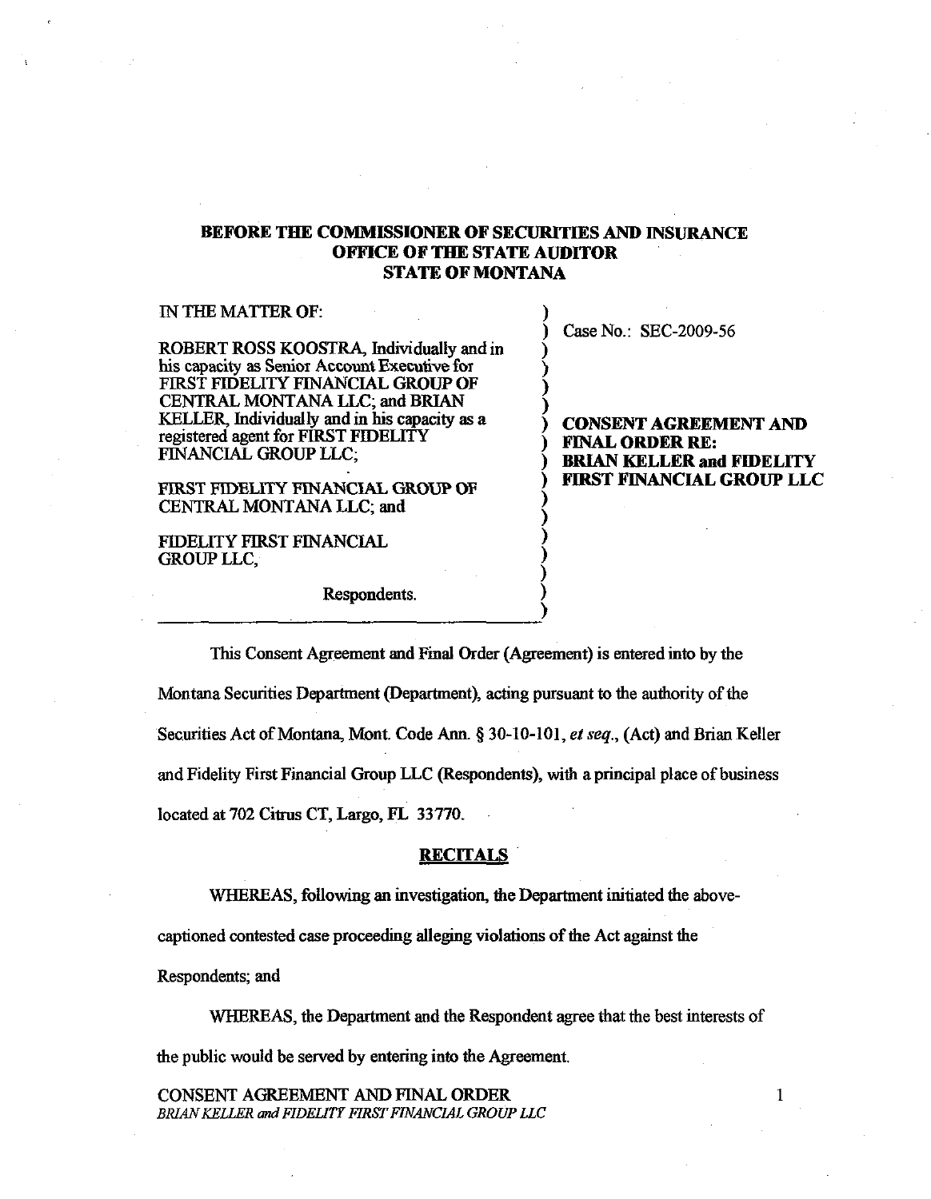**BEFORE THE COMMISSIONER OF SECURITIES AND INSURANCE**
**OFFICE OF THE STATE AUDITOR**
**STATE OF MONTANA**

| | |
|---|---|
| IN THE MATTER OF:<br><br>ROBERT ROSS KOOSTRA, Individually and in his capacity as Senior Account Executive for FIRST FIDELITY FINANCIAL GROUP OF CENTRAL MONTANA LLC; and BRIAN KELLER, Individually and in his capacity as a registered agent for FIRST FIDELITY FINANCIAL GROUP LLC;<br><br>FIRST FIDELITY FINANCIAL GROUP OF CENTRAL MONTANA LLC; and<br><br>FIDELITY FIRST FINANCIAL GROUP LLC,<br><br>Respondents. | Case No.: SEC-2009-56<br><br>**CONSENT AGREEMENT AND FINAL ORDER RE: BRIAN KELLER and FIDELITY FIRST FINANCIAL GROUP LLC** |

This Consent Agreement and Final Order (Agreement) is entered into by the Montana Securities Department (Department), acting pursuant to the authority of the Securities Act of Montana, Mont. Code Ann. § 30-10-101, *et seq.*, (Act) and Brian Keller and Fidelity First Financial Group LLC (Respondents), with a principal place of business located at 702 Citrus CT, Largo, FL 33770.

## RECITALS

WHEREAS, following an investigation, the Department initiated the above-captioned contested case proceeding alleging violations of the Act against the Respondents; and

WHEREAS, the Department and the Respondent agree that the best interests of the public would be served by entering into the Agreement.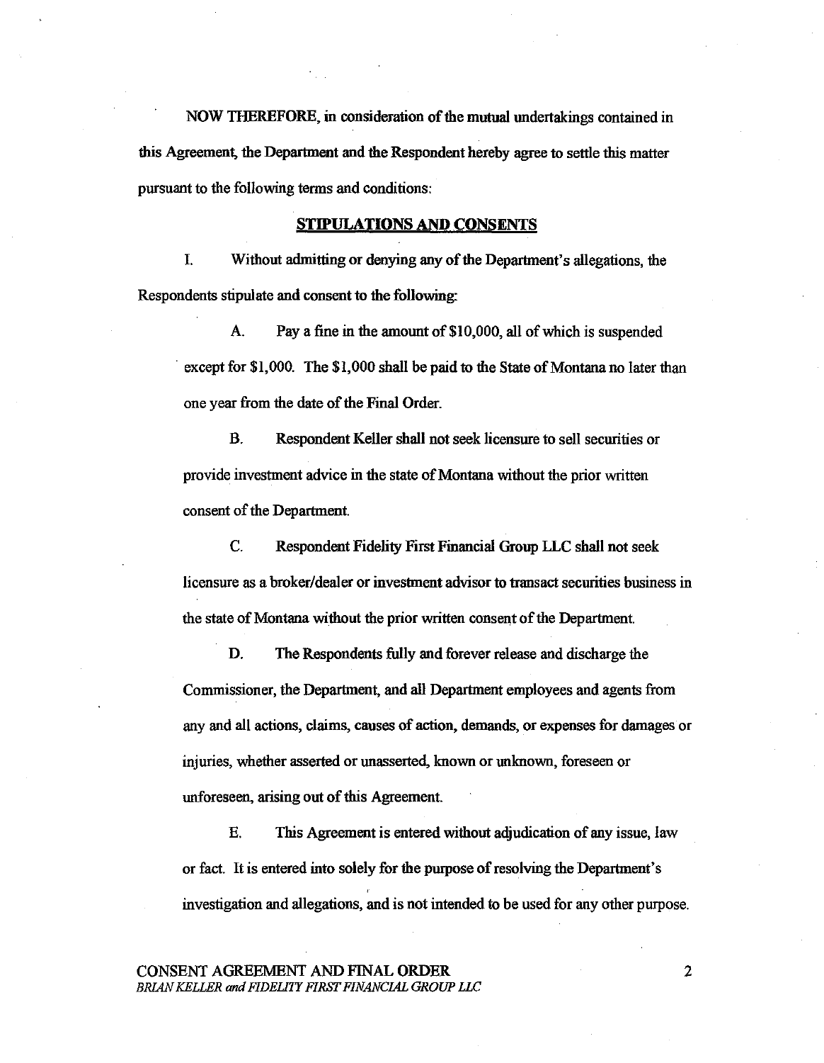NOW THEREFORE, in consideration of the mutual undertakings contained in this Agreement, the Department and the Respondent hereby agree to settle this matter pursuant to the following terms and conditions:

## STIPULATIONS AND CONSENTS

I. Without admitting or denying any of the Department's allegations, the Respondents stipulate and consent to the following:

A. Pay a fine in the amount of $10,000, all of which is suspended except for $1,000. The $1,000 shall be paid to the State of Montana no later than one year from the date of the Final Order.

B. Respondent Keller shall not seek licensure to sell securities or provide investment advice in the state of Montana without the prior written consent of the Department.

C. Respondent Fidelity First Financial Group LLC shall not seek licensure as a broker/dealer or investment advisor to transact securities business in the state of Montana without the prior written consent of the Department.

D. The Respondents fully and forever release and discharge the Commissioner, the Department, and all Department employees and agents from any and all actions, claims, causes of action, demands, or expenses for damages or injuries, whether asserted or unasserted, known or unknown, foreseen or unforeseen, arising out of this Agreement.

E. This Agreement is entered without adjudication of any issue, law or fact. It is entered into solely for the purpose of resolving the Department's investigation and allegations, and is not intended to be used for any other purpose.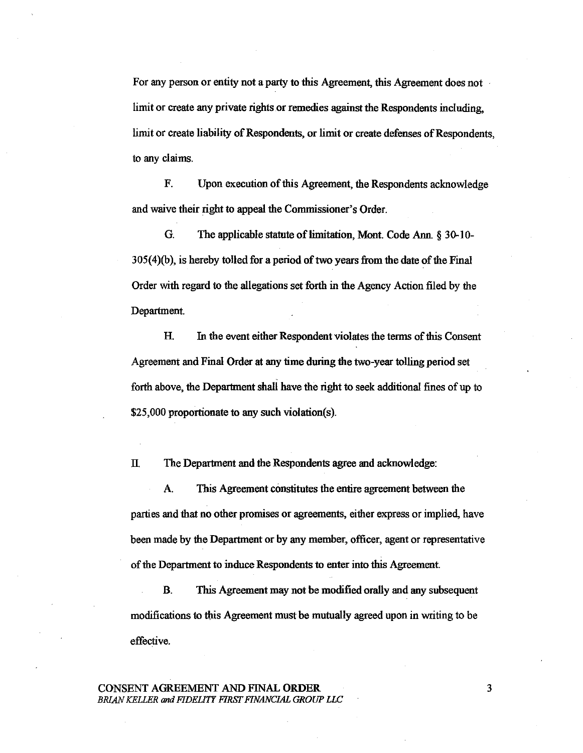For any person or entity not a party to this Agreement, this Agreement does not limit or create any private rights or remedies against the Respondents including, limit or create liability of Respondents, or limit or create defenses of Respondents, to any claims.

F. Upon execution of this Agreement, the Respondents acknowledge and waive their right to appeal the Commissioner's Order.

G. The applicable statute of limitation, Mont. Code Ann. § 30-10-305(4)(b), is hereby tolled for a period of two years from the date of the Final Order with regard to the allegations set forth in the Agency Action filed by the Department.

H. In the event either Respondent violates the terms of this Consent Agreement and Final Order at any time during the two-year tolling period set forth above, the Department shall have the right to seek additional fines of up to $25,000 proportionate to any such violation(s).

II. The Department and the Respondents agree and acknowledge:

A. This Agreement constitutes the entire agreement between the parties and that no other promises or agreements, either express or implied, have been made by the Department or by any member, officer, agent or representative of the Department to induce Respondents to enter into this Agreement.

B. This Agreement may not be modified orally and any subsequent modifications to this Agreement must be mutually agreed upon in writing to be effective.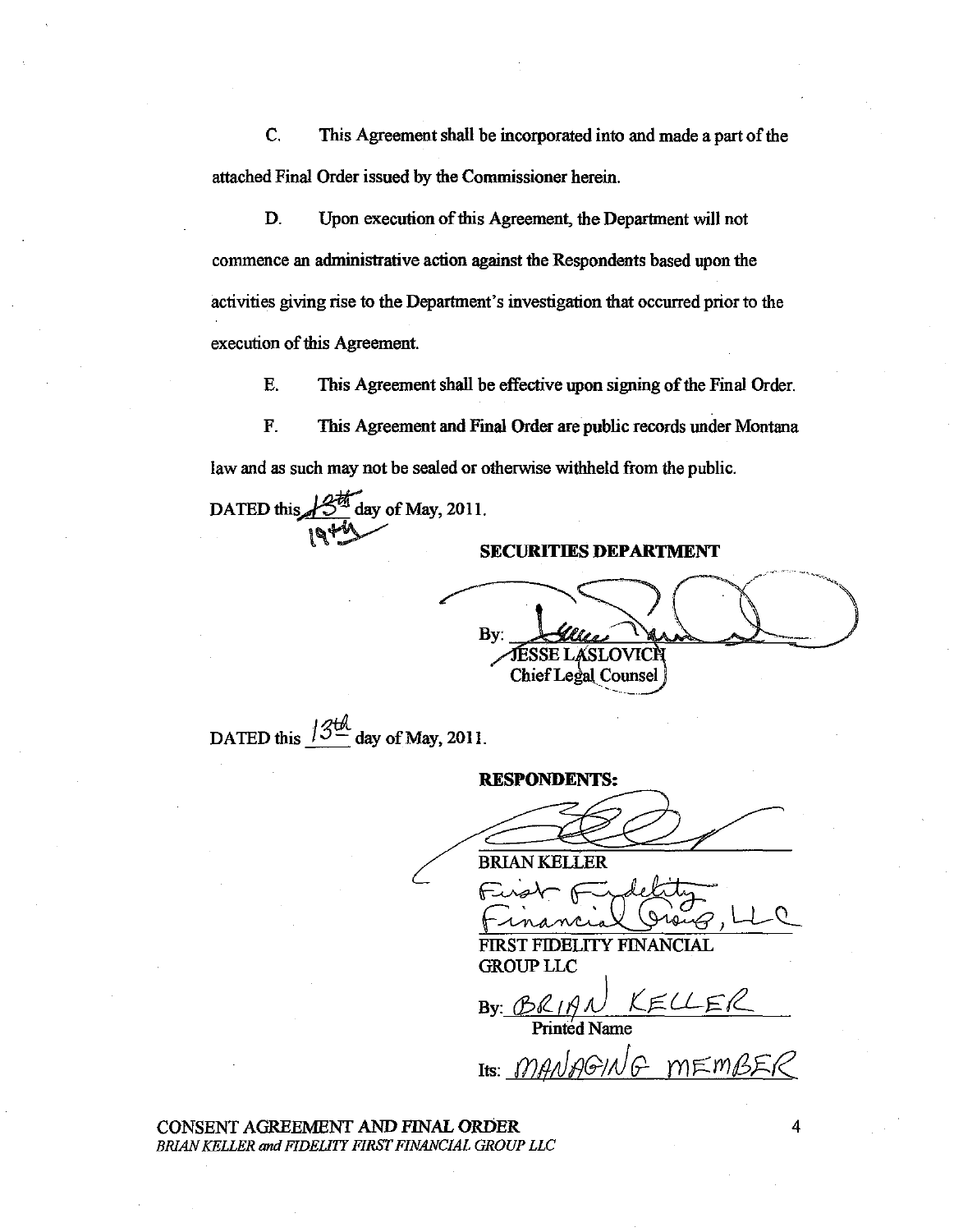C. This Agreement shall be incorporated into and made a part of the attached Final Order issued by the Commissioner herein.

D. Upon execution of this Agreement, the Department will not commence an administrative action against the Respondents based upon the activities giving rise to the Department's investigation that occurred prior to the execution of this Agreement.

E. This Agreement shall be effective upon signing of the Final Order.

F. This Agreement and Final Order are public records under Montana law and as such may not be sealed or otherwise withheld from the public.

DATED this ~~13th~~ 19th day of May, 2011.

**SECURITIES DEPARTMENT**

By: ______________________
JESSE LASLOVICH
Chief Legal Counsel

DATED this 13th day of May, 2011.

**RESPONDENTS:**

______________________
BRIAN KELLER

First Fidelity Financial Group, LLC
______________________
FIRST FIDELITY FINANCIAL GROUP LLC

By: BRIAN KELLER
Printed Name

Its: MANAGING MEMBER

CONSENT AGREEMENT AND FINAL ORDER
*BRIAN KELLER and FIDELITY FIRST FINANCIAL GROUP LLC*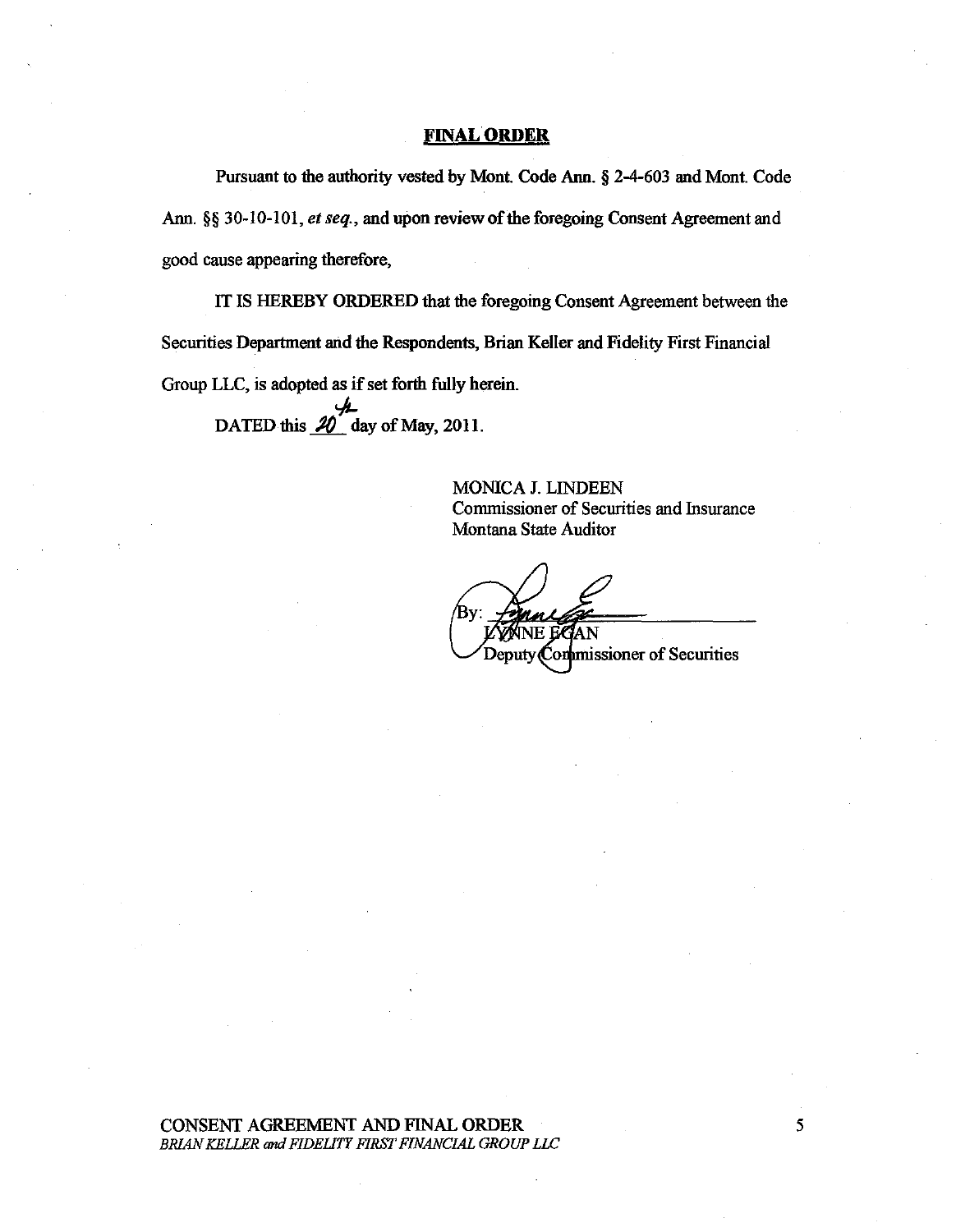## FINAL ORDER

Pursuant to the authority vested by Mont. Code Ann. § 2-4-603 and Mont. Code Ann. §§ 30-10-101, *et seq.*, and upon review of the foregoing Consent Agreement and good cause appearing therefore,

IT IS HEREBY ORDERED that the foregoing Consent Agreement between the Securities Department and the Respondents, Brian Keller and Fidelity First Financial Group LLC, is adopted as if set forth fully herein.

DATED this 20th day of May, 2011.

MONICA J. LINDEEN
Commissioner of Securities and Insurance
Montana State Auditor

By: ______________________
LYNNE EGAN
Deputy Commissioner of Securities

CONSENT AGREEMENT AND FINAL ORDER
*BRIAN KELLER and FIDELITY FIRST FINANCIAL GROUP LLC*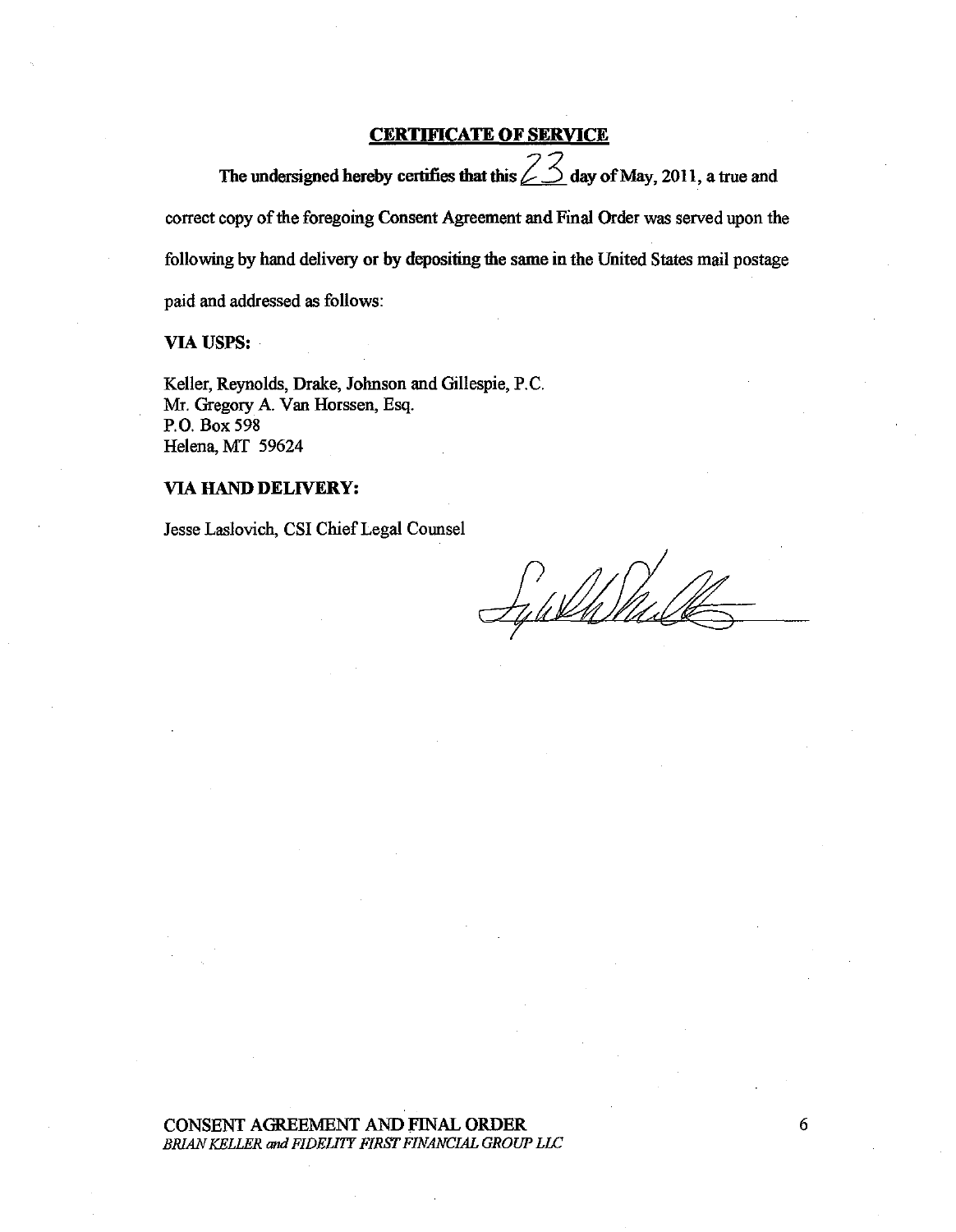## CERTIFICATE OF SERVICE

The undersigned hereby certifies that this 23 day of May, 2011, a true and correct copy of the foregoing Consent Agreement and Final Order was served upon the following by hand delivery or by depositing the same in the United States mail postage paid and addressed as follows:

**VIA USPS:**

Keller, Reynolds, Drake, Johnson and Gillespie, P.C.
Mr. Gregory A. Van Horssen, Esq.
P.O. Box 598
Helena, MT 59624

**VIA HAND DELIVERY:**

Jesse Laslovich, CSI Chief Legal Counsel

CONSENT AGREEMENT AND FINAL ORDER
*BRIAN KELLER and FIDELITY FIRST FINANCIAL GROUP LLC*